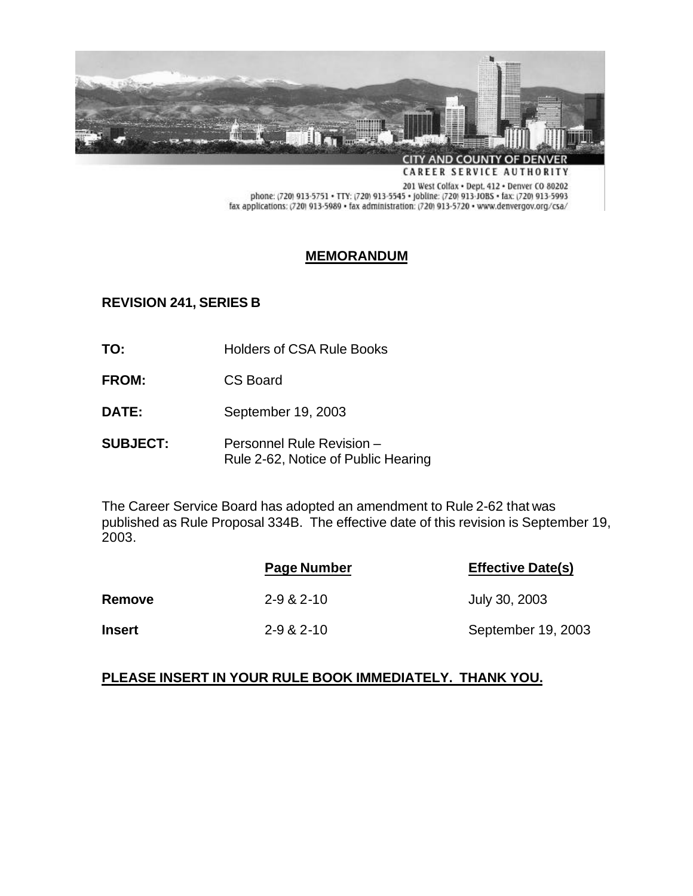CITY AND COUNTY OF DENVER
CAREER SERVICE AUTHORITY
201 West Colfax • Dept. 412 • Denver CO 80202
phone: (720) 913-5751 • TTY: (720) 913-5545 • Jobline: (720) 913-JOBS • fax: (720) 913-5993
fax applications: (720) 913-5989 • fax administration: (720) 913-5720 • www.denvergov.org/csa/

# MEMORANDUM

**REVISION 241, SERIES B**

**TO:** Holders of CSA Rule Books

**FROM:** CS Board

**DATE:** September 19, 2003

**SUBJECT:** Personnel Rule Revision – Rule 2-62, Notice of Public Hearing

The Career Service Board has adopted an amendment to Rule 2-62 that was published as Rule Proposal 334B. The effective date of this revision is September 19, 2003.

| | Page Number | Effective Date(s) |
|---|---|---|
| **Remove** | 2-9 & 2-10 | July 30, 2003 |
| **Insert** | 2-9 & 2-10 | September 19, 2003 |

**PLEASE INSERT IN YOUR RULE BOOK IMMEDIATELY. THANK YOU.**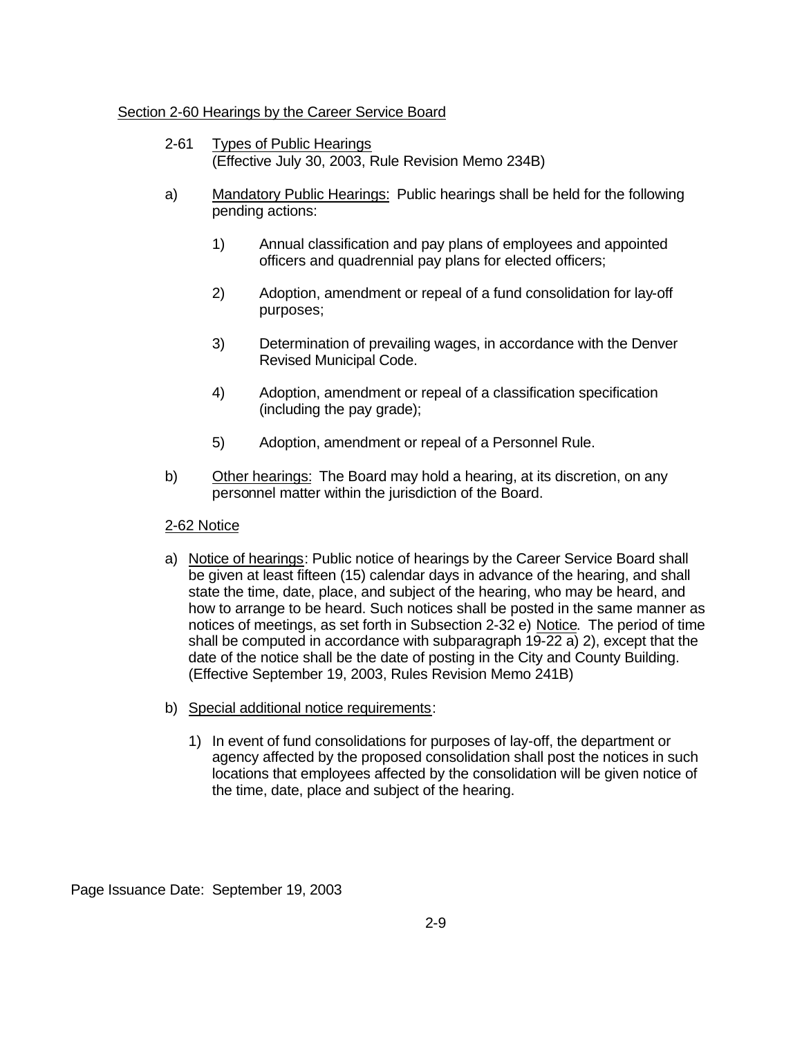## Section 2-60 Hearings by the Career Service Board

### 2-61 Types of Public Hearings
(Effective July 30, 2003, Rule Revision Memo 234B)

a) Mandatory Public Hearings: Public hearings shall be held for the following pending actions:

1) Annual classification and pay plans of employees and appointed officers and quadrennial pay plans for elected officers;

2) Adoption, amendment or repeal of a fund consolidation for lay-off purposes;

3) Determination of prevailing wages, in accordance with the Denver Revised Municipal Code.

4) Adoption, amendment or repeal of a classification specification (including the pay grade);

5) Adoption, amendment or repeal of a Personnel Rule.

b) Other hearings: The Board may hold a hearing, at its discretion, on any personnel matter within the jurisdiction of the Board.

### 2-62 Notice

a) Notice of hearings: Public notice of hearings by the Career Service Board shall be given at least fifteen (15) calendar days in advance of the hearing, and shall state the time, date, place, and subject of the hearing, who may be heard, and how to arrange to be heard. Such notices shall be posted in the same manner as notices of meetings, as set forth in Subsection 2-32 e) Notice. The period of time shall be computed in accordance with subparagraph 19-22 a) 2), except that the date of the notice shall be the date of posting in the City and County Building. (Effective September 19, 2003, Rules Revision Memo 241B)

b) Special additional notice requirements:

1) In event of fund consolidations for purposes of lay-off, the department or agency affected by the proposed consolidation shall post the notices in such locations that employees affected by the consolidation will be given notice of the time, date, place and subject of the hearing.

Page Issuance Date: September 19, 2003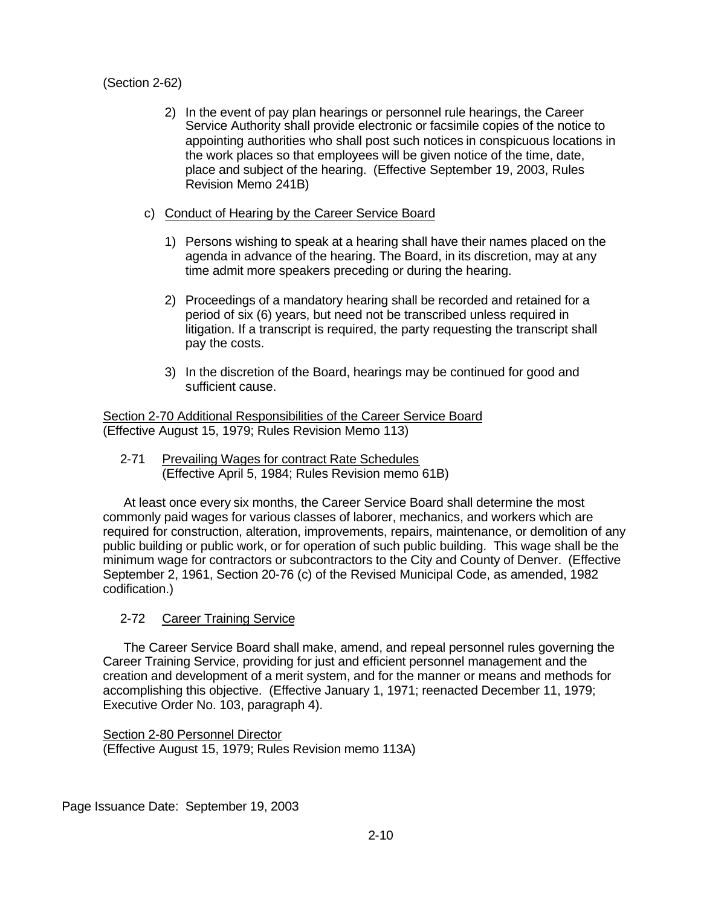(Section 2-62)

2) In the event of pay plan hearings or personnel rule hearings, the Career Service Authority shall provide electronic or facsimile copies of the notice to appointing authorities who shall post such notices in conspicuous locations in the work places so that employees will be given notice of the time, date, place and subject of the hearing. (Effective September 19, 2003, Rules Revision Memo 241B)

c) Conduct of Hearing by the Career Service Board

1) Persons wishing to speak at a hearing shall have their names placed on the agenda in advance of the hearing. The Board, in its discretion, may at any time admit more speakers preceding or during the hearing.

2) Proceedings of a mandatory hearing shall be recorded and retained for a period of six (6) years, but need not be transcribed unless required in litigation. If a transcript is required, the party requesting the transcript shall pay the costs.

3) In the discretion of the Board, hearings may be continued for good and sufficient cause.

Section 2-70 Additional Responsibilities of the Career Service Board
(Effective August 15, 1979; Rules Revision Memo 113)

2-71 Prevailing Wages for contract Rate Schedules
(Effective April 5, 1984; Rules Revision memo 61B)

At least once every six months, the Career Service Board shall determine the most commonly paid wages for various classes of laborer, mechanics, and workers which are required for construction, alteration, improvements, repairs, maintenance, or demolition of any public building or public work, or for operation of such public building. This wage shall be the minimum wage for contractors or subcontractors to the City and County of Denver. (Effective September 2, 1961, Section 20-76 (c) of the Revised Municipal Code, as amended, 1982 codification.)

2-72 Career Training Service

The Career Service Board shall make, amend, and repeal personnel rules governing the Career Training Service, providing for just and efficient personnel management and the creation and development of a merit system, and for the manner or means and methods for accomplishing this objective. (Effective January 1, 1971; reenacted December 11, 1979; Executive Order No. 103, paragraph 4).

Section 2-80 Personnel Director
(Effective August 15, 1979; Rules Revision memo 113A)

Page Issuance Date: September 19, 2003